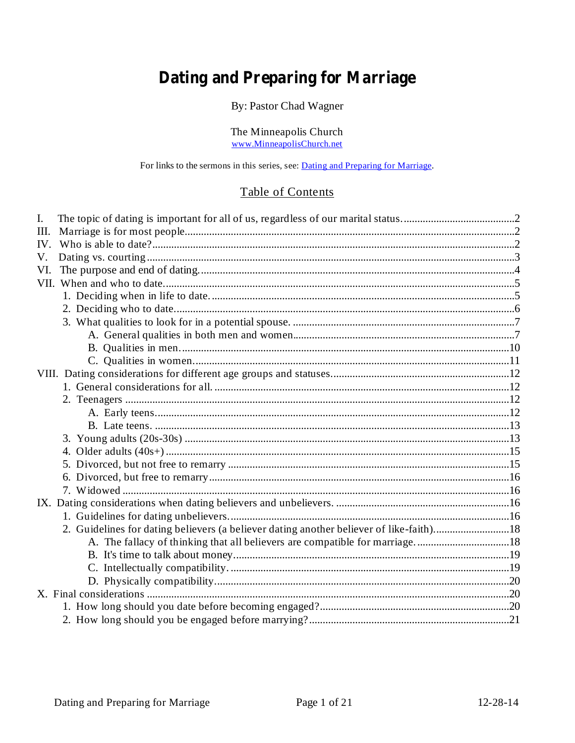# Dating and Preparing for Marriage

By: Pastor Chad Wagner

The Minneapolis Church
[www.MinneapolisChurch.net](http://www.MinneapolisChurch.net)

For links to the sermons in this series, see: [Dating and Preparing for Marriage](#).

## Table of Contents

I. The topic of dating is important for all of us, regardless of our marital status. .......... 2
III. Marriage is for most people .......... 2
IV. Who is able to date? .......... 2
V. Dating vs. courting .......... 3
VI. The purpose and end of dating. .......... 4
VII. When and who to date. .......... 5
  1. Deciding when in life to date. .......... 5
  2. Deciding who to date. .......... 6
  3. What qualities to look for in a potential spouse. .......... 7
    A. General qualities in both men and women .......... 7
    B. Qualities in men. .......... 10
    C. Qualities in women. .......... 11
VIII. Dating considerations for different age groups and statuses. .......... 12
  1. General considerations for all. .......... 12
  2. Teenagers .......... 12
    A. Early teens. .......... 12
    B. Late teens. .......... 13
  3. Young adults (20s-30s) .......... 13
  4. Older adults (40s+) .......... 15
  5. Divorced, but not free to remarry .......... 15
  6. Divorced, but free to remarry .......... 16
  7. Widowed .......... 16
IX. Dating considerations when dating believers and unbelievers. .......... 16
  1. Guidelines for dating unbelievers. .......... 16
  2. Guidelines for dating believers (a believer dating another believer of like-faith). .......... 18
    A. The fallacy of thinking that all believers are compatible for marriage. .......... 18
    B. It's time to talk about money .......... 19
    C. Intellectually compatibility. .......... 19
    D. Physically compatibility .......... 20
X. Final considerations .......... 20
  1. How long should you date before becoming engaged? .......... 20
  2. How long should you be engaged before marrying? .......... 21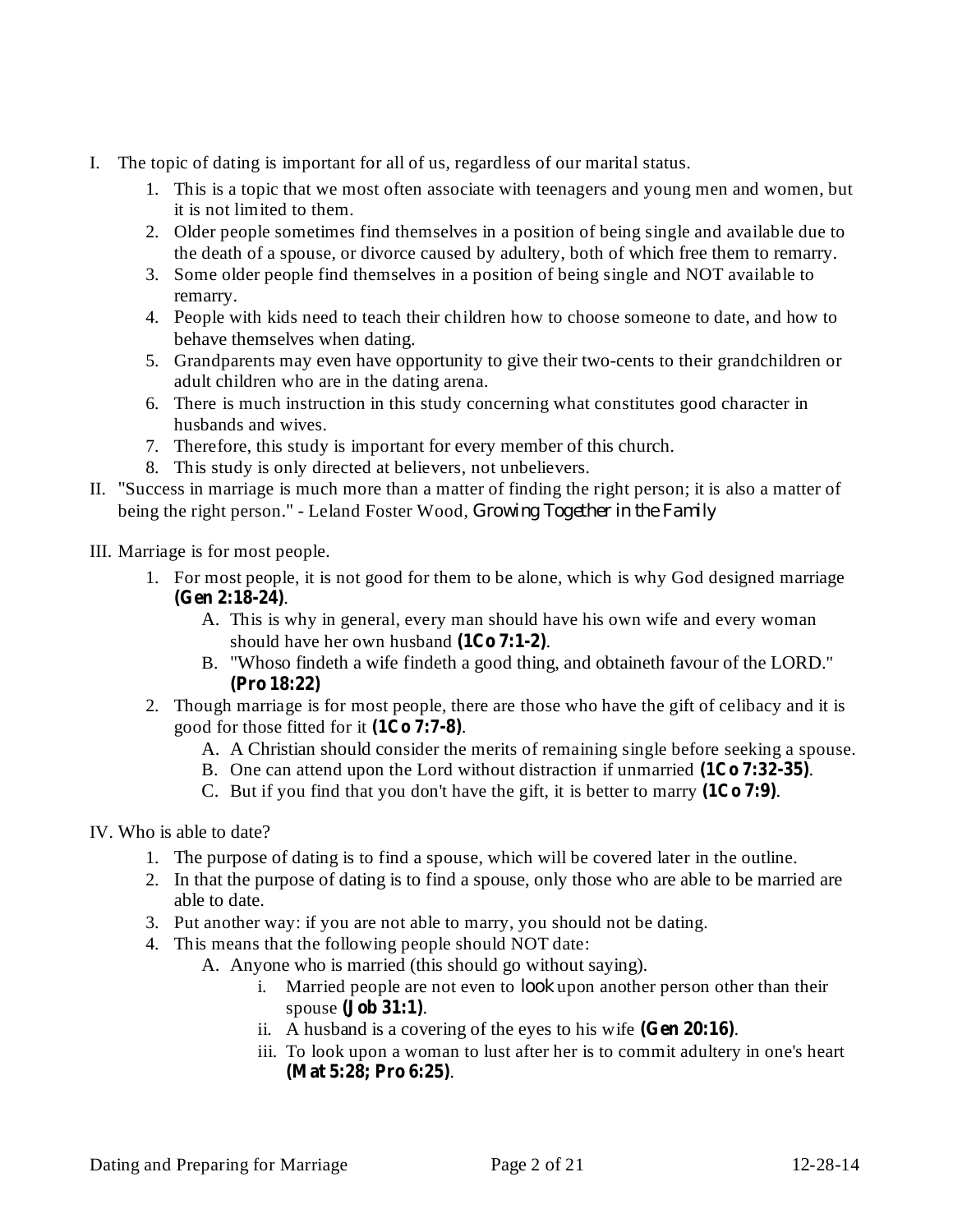I. The topic of dating is important for all of us, regardless of our marital status.
    1. This is a topic that we most often associate with teenagers and young men and women, but it is not limited to them.
    2. Older people sometimes find themselves in a position of being single and available due to the death of a spouse, or divorce caused by adultery, both of which free them to remarry.
    3. Some older people find themselves in a position of being single and NOT available to remarry.
    4. People with kids need to teach their children how to choose someone to date, and how to behave themselves when dating.
    5. Grandparents may even have opportunity to give their two-cents to their grandchildren or adult children who are in the dating arena.
    6. There is much instruction in this study concerning what constitutes good character in husbands and wives.
    7. Therefore, this study is important for every member of this church.
    8. This study is only directed at believers, not unbelievers.

II. "Success in marriage is much more than a matter of finding the right person; it is also a matter of being the right person." - Leland Foster Wood, *Growing Together in the Family*

III. Marriage is for most people.
    1. For most people, it is not good for them to be alone, which is why God designed marriage **(Gen 2:18-24)**.
        A. This is why in general, every man should have his own wife and every woman should have her own husband **(1Co 7:1-2)**.
        B. "Whoso findeth a wife findeth a good thing, and obtaineth favour of the LORD." **(Pro 18:22)**
    2. Though marriage is for most people, there are those who have the gift of celibacy and it is good for those fitted for it **(1Co 7:7-8)**.
        A. A Christian should consider the merits of remaining single before seeking a spouse.
        B. One can attend upon the Lord without distraction if unmarried **(1Co 7:32-35)**.
        C. But if you find that you don't have the gift, it is better to marry **(1Co 7:9)**.

IV. Who is able to date?
    1. The purpose of dating is to find a spouse, which will be covered later in the outline.
    2. In that the purpose of dating is to find a spouse, only those who are able to be married are able to date.
    3. Put another way: if you are not able to marry, you should not be dating.
    4. This means that the following people should NOT date:
        A. Anyone who is married (this should go without saying).
            i. Married people are not even to *look* upon another person other than their spouse **(Job 31:1)**.
            ii. A husband is a covering of the eyes to his wife **(Gen 20:16)**.
            iii. To look upon a woman to lust after her is to commit adultery in one's heart **(Mat 5:28; Pro 6:25)**.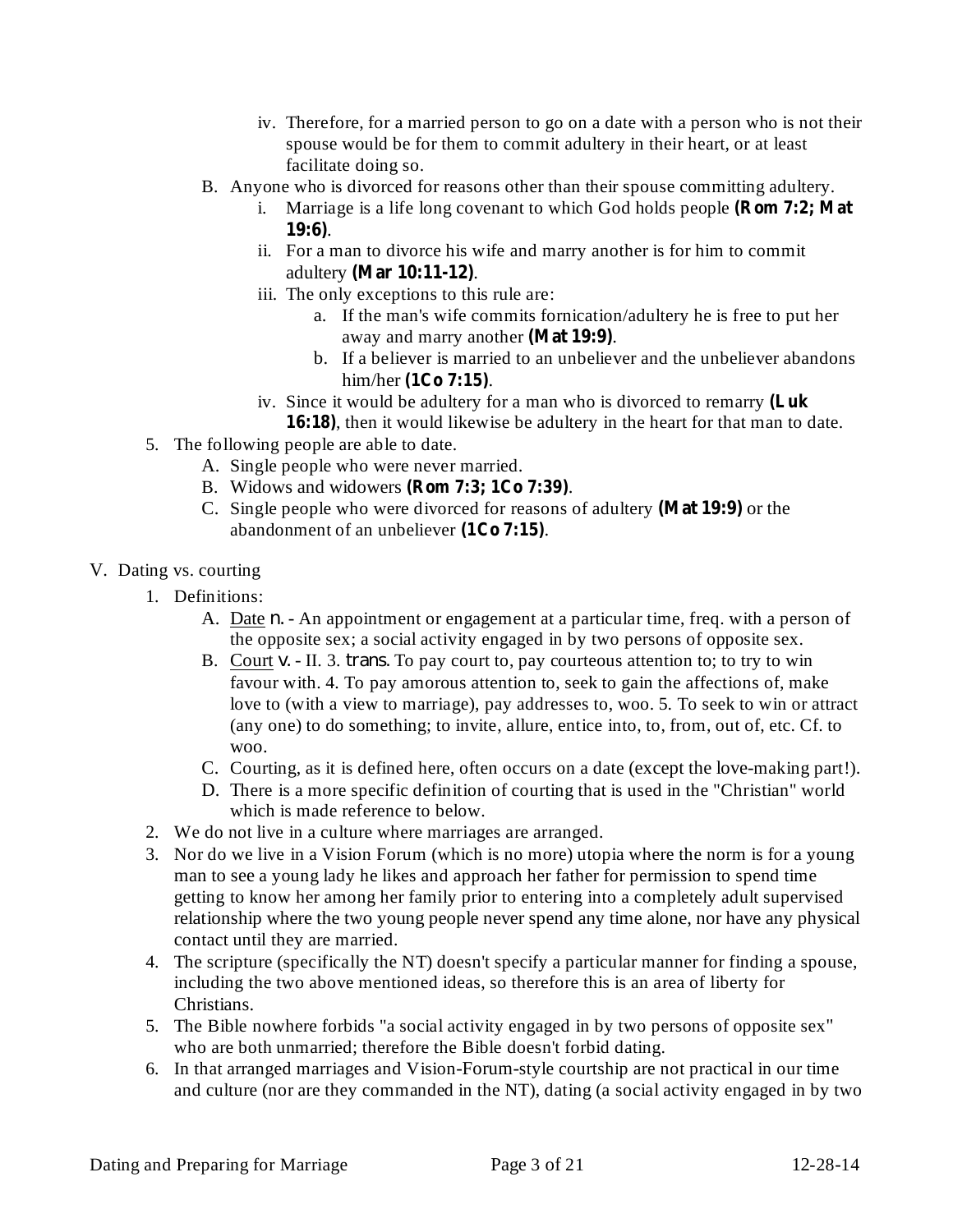iv. Therefore, for a married person to go on a date with a person who is not their spouse would be for them to commit adultery in their heart, or at least facilitate doing so.

B. Anyone who is divorced for reasons other than their spouse committing adultery.
   i. Marriage is a life long covenant to which God holds people **(Rom 7:2; Mat 19:6)**.
   ii. For a man to divorce his wife and marry another is for him to commit adultery **(Mar 10:11-12)**.
   iii. The only exceptions to this rule are:
      a. If the man's wife commits fornication/adultery he is free to put her away and marry another **(Mat 19:9)**.
      b. If a believer is married to an unbeliever and the unbeliever abandons him/her **(1Co 7:15)**.
   iv. Since it would be adultery for a man who is divorced to remarry **(Luk 16:18)**, then it would likewise be adultery in the heart for that man to date.

5. The following people are able to date.
   A. Single people who were never married.
   B. Widows and widowers **(Rom 7:3; 1Co 7:39)**.
   C. Single people who were divorced for reasons of adultery **(Mat 19:9)** or the abandonment of an unbeliever **(1Co 7:15)**.

V. Dating vs. courting

1. Definitions:
   A. Date *n.* - An appointment or engagement at a particular time, freq. with a person of the opposite sex; a social activity engaged in by two persons of opposite sex.
   B. Court *v.* - II. 3. *trans.* To pay court to, pay courteous attention to; to try to win favour with. 4. To pay amorous attention to, seek to gain the affections of, make love to (with a view to marriage), pay addresses to, woo. 5. To seek to win or attract (any one) to do something; to invite, allure, entice into, to, from, out of, etc. Cf. to woo.
   C. Courting, as it is defined here, often occurs on a date (except the love-making part!).
   D. There is a more specific definition of courting that is used in the "Christian" world which is made reference to below.
2. We do not live in a culture where marriages are arranged.
3. Nor do we live in a Vision Forum (which is no more) utopia where the norm is for a young man to see a young lady he likes and approach her father for permission to spend time getting to know her among her family prior to entering into a completely adult supervised relationship where the two young people never spend any time alone, nor have any physical contact until they are married.
4. The scripture (specifically the NT) doesn't specify a particular manner for finding a spouse, including the two above mentioned ideas, so therefore this is an area of liberty for Christians.
5. The Bible nowhere forbids "a social activity engaged in by two persons of opposite sex" who are both unmarried; therefore the Bible doesn't forbid dating.
6. In that arranged marriages and Vision-Forum-style courtship are not practical in our time and culture (nor are they commanded in the NT), dating (a social activity engaged in by two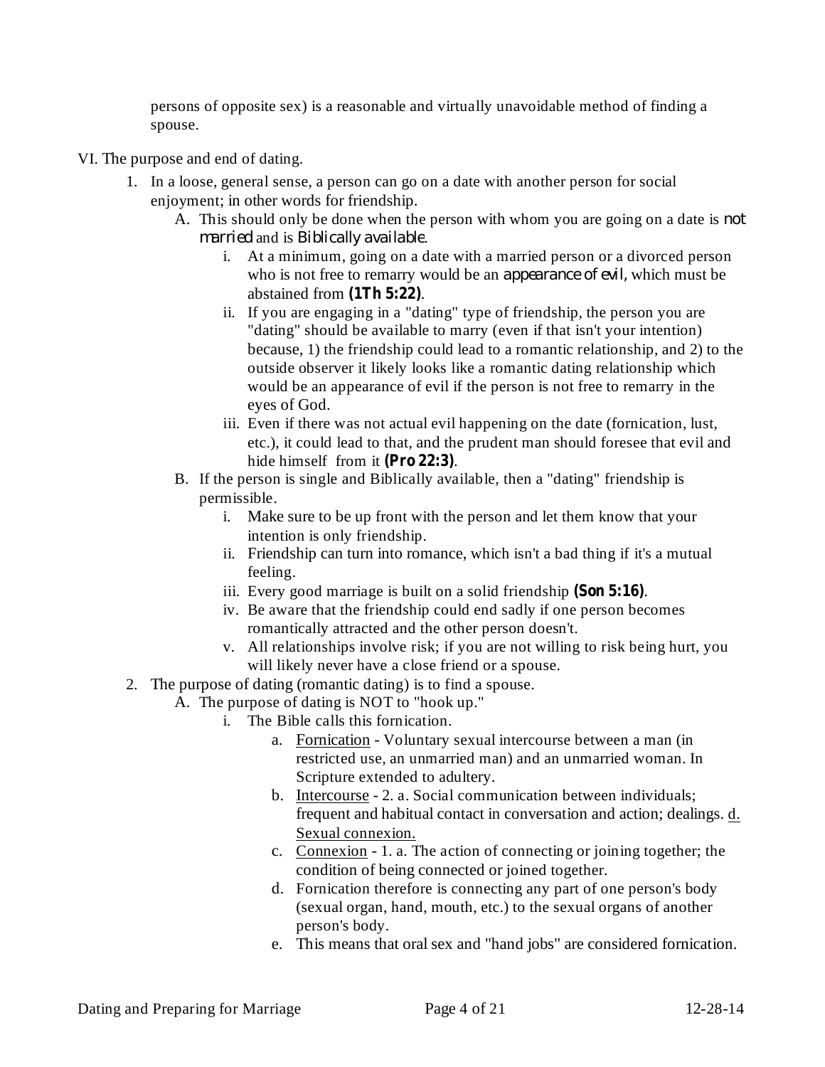persons of opposite sex) is a reasonable and virtually unavoidable method of finding a spouse.

VI. The purpose and end of dating.

1. In a loose, general sense, a person can go on a date with another person for social enjoyment; in other words for friendship.
   - A. This should only be done when the person with whom you are going on a date is *not married* and is *Biblically available*.
     - i. At a minimum, going on a date with a married person or a divorced person who is not free to remarry would be an *appearance of evil*, which must be abstained from **(1Th 5:22)**.
     - ii. If you are engaging in a "dating" type of friendship, the person you are "dating" should be available to marry (even if that isn't your intention) because, 1) the friendship could lead to a romantic relationship, and 2) to the outside observer it likely looks like a romantic dating relationship which would be an appearance of evil if the person is not free to remarry in the eyes of God.
     - iii. Even if there was not actual evil happening on the date (fornication, lust, etc.), it could lead to that, and the prudent man should foresee that evil and hide himself from it **(Pro 22:3)**.
   - B. If the person is single and Biblically available, then a "dating" friendship is permissible.
     - i. Make sure to be up front with the person and let them know that your intention is only friendship.
     - ii. Friendship can turn into romance, which isn't a bad thing if it's a mutual feeling.
     - iii. Every good marriage is built on a solid friendship **(Son 5:16)**.
     - iv. Be aware that the friendship could end sadly if one person becomes romantically attracted and the other person doesn't.
     - v. All relationships involve risk; if you are not willing to risk being hurt, you will likely never have a close friend or a spouse.
2. The purpose of dating (romantic dating) is to find a spouse.
   - A. The purpose of dating is NOT to "hook up."
     - i. The Bible calls this fornication.
       - a. <u>Fornication</u> - Voluntary sexual intercourse between a man (in restricted use, an unmarried man) and an unmarried woman. In Scripture extended to adultery.
       - b. <u>Intercourse</u> - 2. a. Social communication between individuals; frequent and habitual contact in conversation and action; dealings. <u>d. Sexual connexion.</u>
       - c. <u>Connexion</u> - 1. a. The action of connecting or joining together; the condition of being connected or joined together.
       - d. Fornication therefore is connecting any part of one person's body (sexual organ, hand, mouth, etc.) to the sexual organs of another person's body.
       - e. This means that oral sex and "hand jobs" are considered fornication.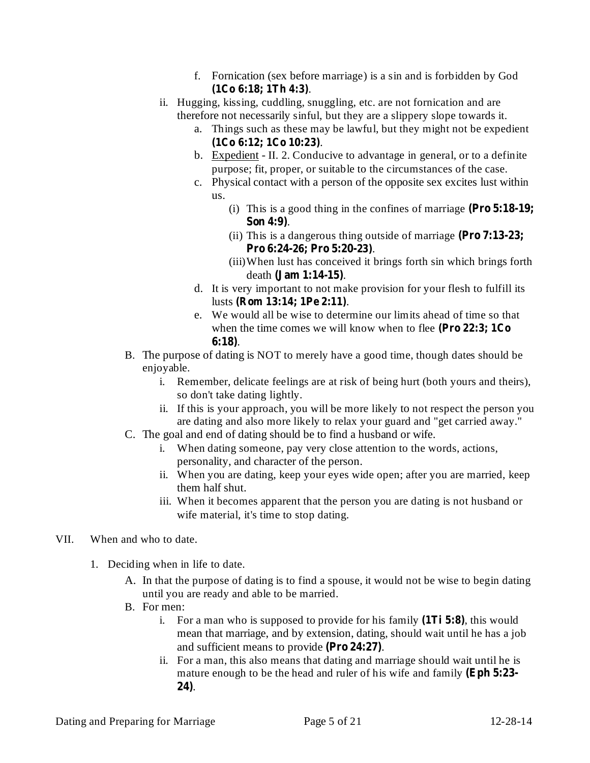f. Fornication (sex before marriage) is a sin and is forbidden by God **(1Co 6:18; 1Th 4:3)**.

ii. Hugging, kissing, cuddling, snuggling, etc. are not fornication and are therefore not necessarily sinful, but they are a slippery slope towards it.

   a. Things such as these may be lawful, but they might not be expedient **(1Co 6:12; 1Co 10:23)**.
   b. Expedient - II. 2. Conducive to advantage in general, or to a definite purpose; fit, proper, or suitable to the circumstances of the case.
   c. Physical contact with a person of the opposite sex excites lust within us.
      (i) This is a good thing in the confines of marriage **(Pro 5:18-19; Son 4:9)**.
      (ii) This is a dangerous thing outside of marriage **(Pro 7:13-23; Pro 6:24-26; Pro 5:20-23)**.
      (iii) When lust has conceived it brings forth sin which brings forth death **(Jam 1:14-15)**.
   d. It is very important to not make provision for your flesh to fulfill its lusts **(Rom 13:14; 1Pe 2:11)**.
   e. We would all be wise to determine our limits ahead of time so that when the time comes we will know when to flee **(Pro 22:3; 1Co 6:18)**.

B. The purpose of dating is NOT to merely have a good time, though dates should be enjoyable.

   i. Remember, delicate feelings are at risk of being hurt (both yours and theirs), so don't take dating lightly.
   ii. If this is your approach, you will be more likely to not respect the person you are dating and also more likely to relax your guard and "get carried away."

C. The goal and end of dating should be to find a husband or wife.

   i. When dating someone, pay very close attention to the words, actions, personality, and character of the person.
   ii. When you are dating, keep your eyes wide open; after you are married, keep them half shut.
   iii. When it becomes apparent that the person you are dating is not husband or wife material, it's time to stop dating.

VII. When and who to date.

1. Deciding when in life to date.

   A. In that the purpose of dating is to find a spouse, it would not be wise to begin dating until you are ready and able to be married.
   B. For men:
      i. For a man who is supposed to provide for his family **(1Ti 5:8)**, this would mean that marriage, and by extension, dating, should wait until he has a job and sufficient means to provide **(Pro 24:27)**.
      ii. For a man, this also means that dating and marriage should wait until he is mature enough to be the head and ruler of his wife and family **(Eph 5:23-24)**.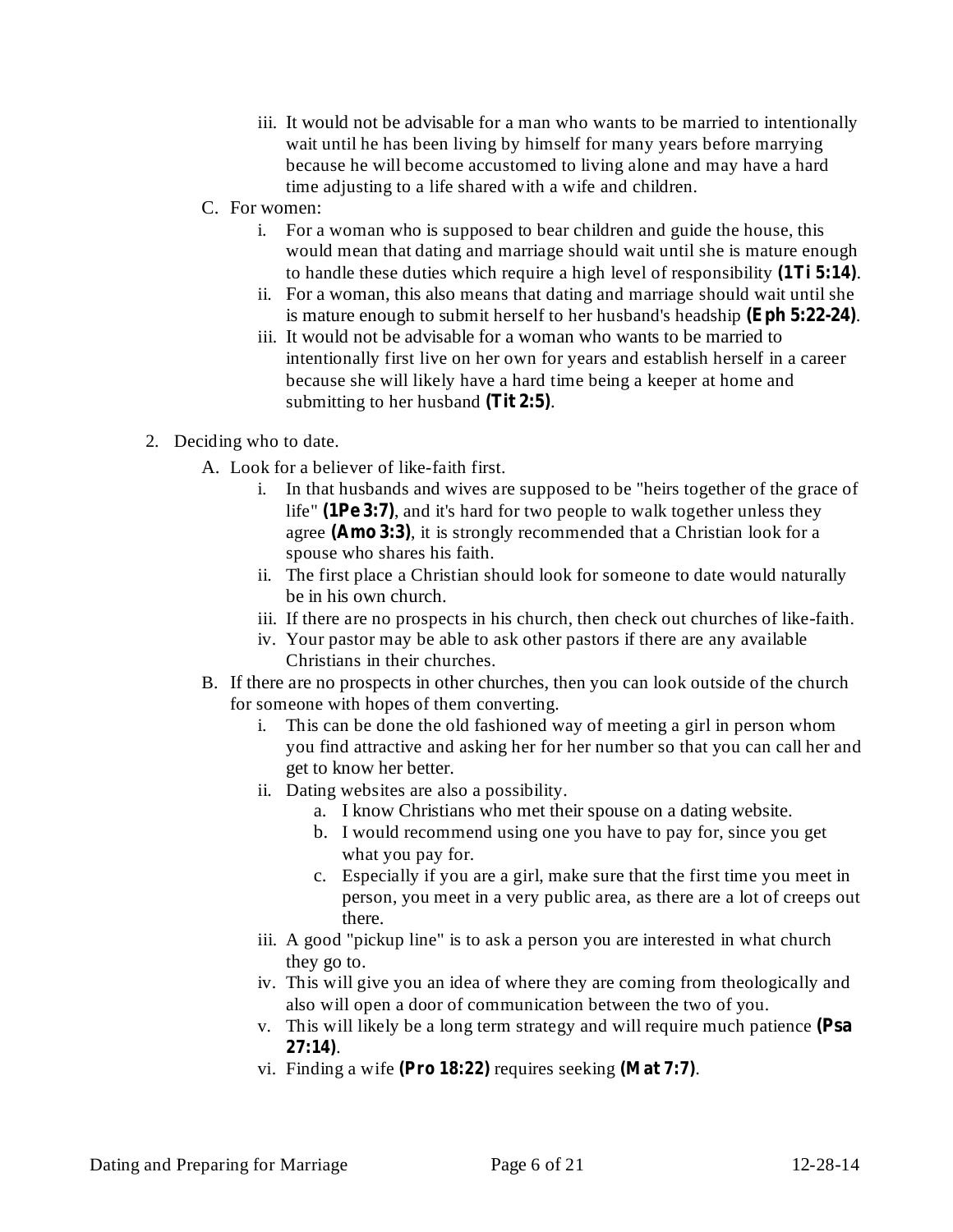iii. It would not be advisable for a man who wants to be married to intentionally wait until he has been living by himself for many years before marrying because he will become accustomed to living alone and may have a hard time adjusting to a life shared with a wife and children.

C. For women:
  i. For a woman who is supposed to bear children and guide the house, this would mean that dating and marriage should wait until she is mature enough to handle these duties which require a high level of responsibility **(1Ti 5:14)**.
  ii. For a woman, this also means that dating and marriage should wait until she is mature enough to submit herself to her husband's headship **(Eph 5:22-24)**.
  iii. It would not be advisable for a woman who wants to be married to intentionally first live on her own for years and establish herself in a career because she will likely have a hard time being a keeper at home and submitting to her husband **(Tit 2:5)**.

2. Deciding who to date.
   A. Look for a believer of like-faith first.
      i. In that husbands and wives are supposed to be "heirs together of the grace of life" **(1Pe 3:7)**, and it's hard for two people to walk together unless they agree **(Amo 3:3)**, it is strongly recommended that a Christian look for a spouse who shares his faith.
      ii. The first place a Christian should look for someone to date would naturally be in his own church.
      iii. If there are no prospects in his church, then check out churches of like-faith.
      iv. Your pastor may be able to ask other pastors if there are any available Christians in their churches.
   B. If there are no prospects in other churches, then you can look outside of the church for someone with hopes of them converting.
      i. This can be done the old fashioned way of meeting a girl in person whom you find attractive and asking her for her number so that you can call her and get to know her better.
      ii. Dating websites are also a possibility.
         a. I know Christians who met their spouse on a dating website.
         b. I would recommend using one you have to pay for, since you get what you pay for.
         c. Especially if you are a girl, make sure that the first time you meet in person, you meet in a very public area, as there are a lot of creeps out there.
      iii. A good "pickup line" is to ask a person you are interested in what church they go to.
      iv. This will give you an idea of where they are coming from theologically and also will open a door of communication between the two of you.
      v. This will likely be a long term strategy and will require much patience **(Psa 27:14)**.
      vi. Finding a wife **(Pro 18:22)** requires seeking **(Mat 7:7)**.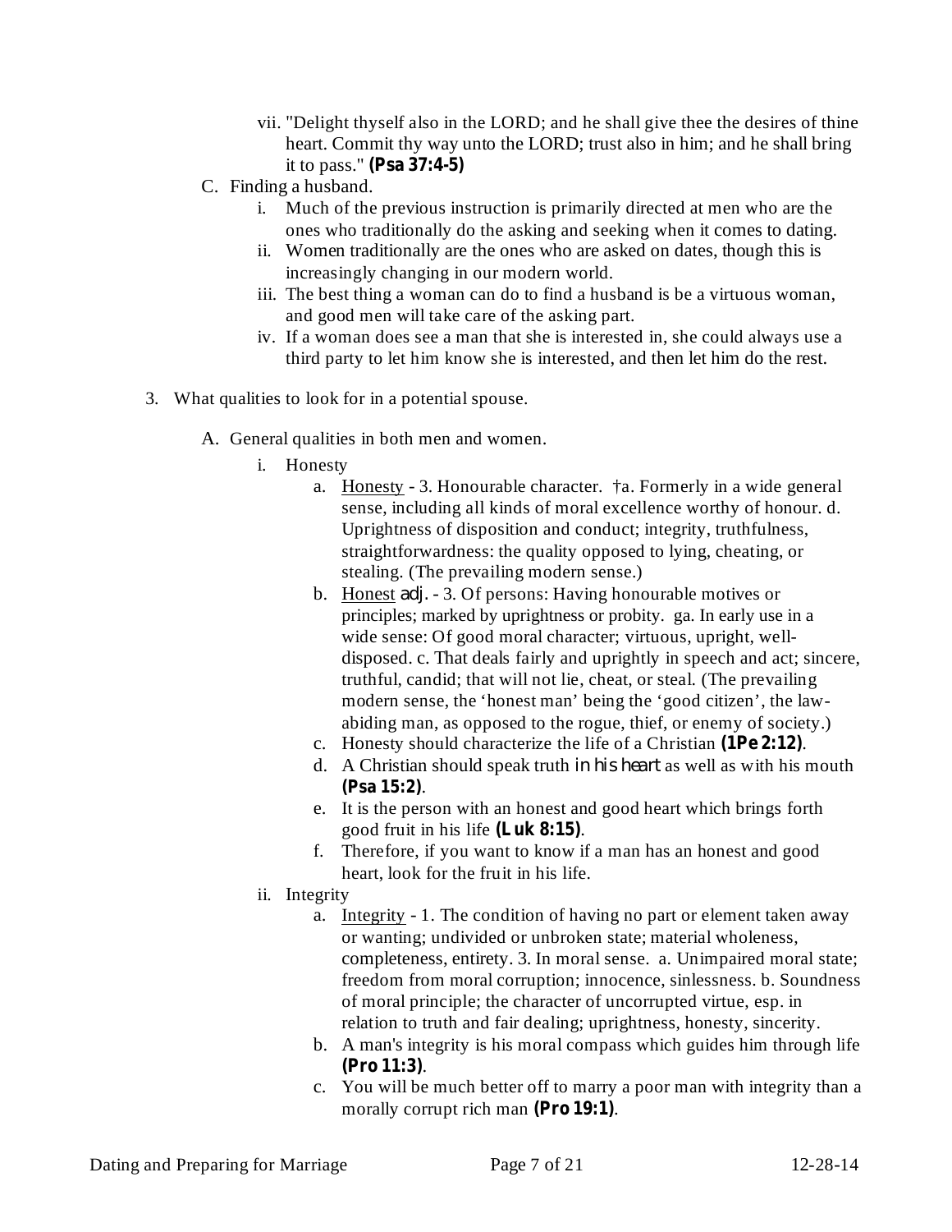vii. "Delight thyself also in the LORD; and he shall give thee the desires of thine heart. Commit thy way unto the LORD; trust also in him; and he shall bring it to pass." **(Psa 37:4-5)**

C. Finding a husband.

   i. Much of the previous instruction is primarily directed at men who are the ones who traditionally do the asking and seeking when it comes to dating.
   ii. Women traditionally are the ones who are asked on dates, though this is increasingly changing in our modern world.
   iii. The best thing a woman can do to find a husband is be a virtuous woman, and good men will take care of the asking part.
   iv. If a woman does see a man that she is interested in, she could always use a third party to let him know she is interested, and then let him do the rest.

3. What qualities to look for in a potential spouse.

   A. General qualities in both men and women.

      i. Honesty
         a. Honesty - 3. Honourable character. †a. Formerly in a wide general sense, including all kinds of moral excellence worthy of honour. d. Uprightness of disposition and conduct; integrity, truthfulness, straightforwardness: the quality opposed to lying, cheating, or stealing. (The prevailing modern sense.)
         b. Honest *adj.* - 3. Of persons: Having honourable motives or principles; marked by uprightness or probity. ga. In early use in a wide sense: Of good moral character; virtuous, upright, well-disposed. c. That deals fairly and uprightly in speech and act; sincere, truthful, candid; that will not lie, cheat, or steal. (The prevailing modern sense, the 'honest man' being the 'good citizen', the law-abiding man, as opposed to the rogue, thief, or enemy of society.)
         c. Honesty should characterize the life of a Christian **(1Pe 2:12)**.
         d. A Christian should speak truth *in his heart* as well as with his mouth **(Psa 15:2)**.
         e. It is the person with an honest and good heart which brings forth good fruit in his life **(Luk 8:15)**.
         f. Therefore, if you want to know if a man has an honest and good heart, look for the fruit in his life.

      ii. Integrity
         a. Integrity - 1. The condition of having no part or element taken away or wanting; undivided or unbroken state; material wholeness, completeness, entirety. 3. In moral sense. a. Unimpaired moral state; freedom from moral corruption; innocence, sinlessness. b. Soundness of moral principle; the character of uncorrupted virtue, esp. in relation to truth and fair dealing; uprightness, honesty, sincerity.
         b. A man's integrity is his moral compass which guides him through life **(Pro 11:3)**.
         c. You will be much better off to marry a poor man with integrity than a morally corrupt rich man **(Pro 19:1)**.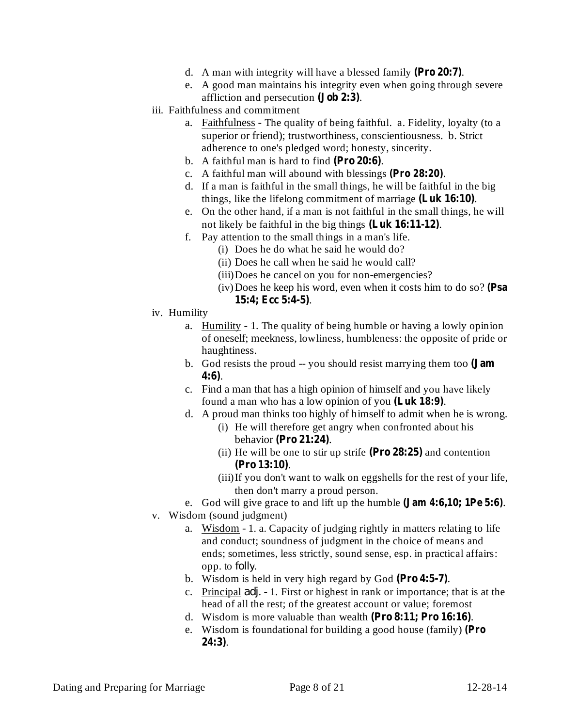d. A man with integrity will have a blessed family **(Pro 20:7)**.
   e. A good man maintains his integrity even when going through severe affliction and persecution **(Job 2:3)**.

iii. Faithfulness and commitment
   a. <u>Faithfulness</u> - The quality of being faithful. a. Fidelity, loyalty (to a superior or friend); trustworthiness, conscientiousness. b. Strict adherence to one's pledged word; honesty, sincerity.
   b. A faithful man is hard to find **(Pro 20:6)**.
   c. A faithful man will abound with blessings **(Pro 28:20)**.
   d. If a man is faithful in the small things, he will be faithful in the big things, like the lifelong commitment of marriage **(Luk 16:10)**.
   e. On the other hand, if a man is not faithful in the small things, he will not likely be faithful in the big things **(Luk 16:11-12)**.
   f. Pay attention to the small things in a man's life.
      (i) Does he do what he said he would do?
      (ii) Does he call when he said he would call?
      (iii) Does he cancel on you for non-emergencies?
      (iv) Does he keep his word, even when it costs him to do so? **(Psa 15:4; Ecc 5:4-5)**.

iv. Humility
   a. <u>Humility</u> - 1. The quality of being humble or having a lowly opinion of oneself; meekness, lowliness, humbleness: the opposite of pride or haughtiness.
   b. God resists the proud -- you should resist marrying them too **(Jam 4:6)**.
   c. Find a man that has a high opinion of himself and you have likely found a man who has a low opinion of you **(Luk 18:9)**.
   d. A proud man thinks too highly of himself to admit when he is wrong.
      (i) He will therefore get angry when confronted about his behavior **(Pro 21:24)**.
      (ii) He will be one to stir up strife **(Pro 28:25)** and contention **(Pro 13:10)**.
      (iii) If you don't want to walk on eggshells for the rest of your life, then don't marry a proud person.
   e. God will give grace to and lift up the humble **(Jam 4:6,10; 1Pe 5:6)**.

v. Wisdom (sound judgment)
   a. <u>Wisdom</u> - 1. a. Capacity of judging rightly in matters relating to life and conduct; soundness of judgment in the choice of means and ends; sometimes, less strictly, sound sense, esp. in practical affairs: opp. to folly.
   b. Wisdom is held in very high regard by God **(Pro 4:5-7)**.
   c. <u>Principal</u> adj. - 1. First or highest in rank or importance; that is at the head of all the rest; of the greatest account or value; foremost
   d. Wisdom is more valuable than wealth **(Pro 8:11; Pro 16:16)**.
   e. Wisdom is foundational for building a good house (family) **(Pro 24:3)**.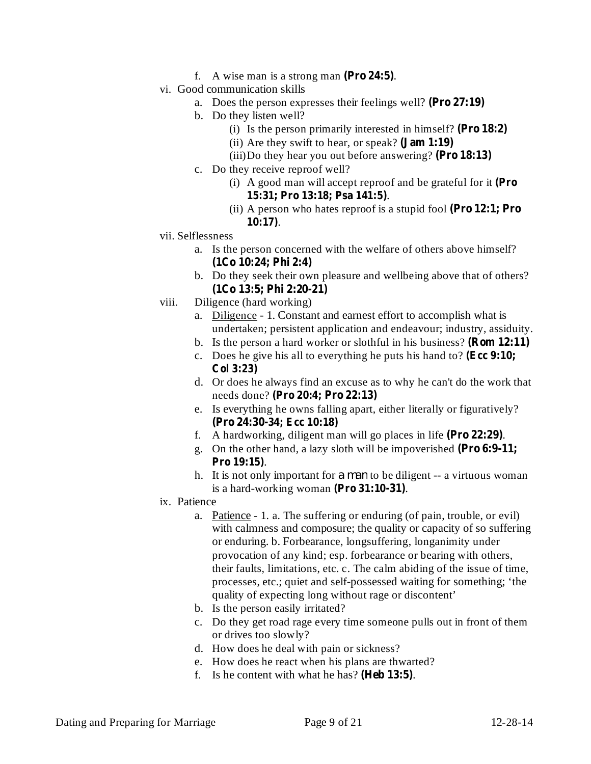f. A wise man is a strong man **(Pro 24:5)**.

vi. Good communication skills
   a. Does the person expresses their feelings well? **(Pro 27:19)**
   b. Do they listen well?
      (i) Is the person primarily interested in himself? **(Pro 18:2)**
      (ii) Are they swift to hear, or speak? **(Jam 1:19)**
      (iii) Do they hear you out before answering? **(Pro 18:13)**
   c. Do they receive reproof well?
      (i) A good man will accept reproof and be grateful for it **(Pro 15:31; Pro 13:18; Psa 141:5)**.
      (ii) A person who hates reproof is a stupid fool **(Pro 12:1; Pro 10:17)**.

vii. Selflessness
   a. Is the person concerned with the welfare of others above himself? **(1Co 10:24; Phi 2:4)**
   b. Do they seek their own pleasure and wellbeing above that of others? **(1Co 13:5; Phi 2:20-21)**

viii. Diligence (hard working)
   a. <u>Diligence</u> - 1. Constant and earnest effort to accomplish what is undertaken; persistent application and endeavour; industry, assiduity.
   b. Is the person a hard worker or slothful in his business? **(Rom 12:11)**
   c. Does he give his all to everything he puts his hand to? **(Ecc 9:10; Col 3:23)**
   d. Or does he always find an excuse as to why he can't do the work that needs done? **(Pro 20:4; Pro 22:13)**
   e. Is everything he owns falling apart, either literally or figuratively? **(Pro 24:30-34; Ecc 10:18)**
   f. A hardworking, diligent man will go places in life **(Pro 22:29)**.
   g. On the other hand, a lazy sloth will be impoverished **(Pro 6:9-11; Pro 19:15)**.
   h. It is not only important for *a man* to be diligent -- a virtuous woman is a hard-working woman **(Pro 31:10-31)**.

ix. Patience
   a. <u>Patience</u> - 1. a. The suffering or enduring (of pain, trouble, or evil) with calmness and composure; the quality or capacity of so suffering or enduring. b. Forbearance, longsuffering, longanimity under provocation of any kind; esp. forbearance or bearing with others, their faults, limitations, etc. c. The calm abiding of the issue of time, processes, etc.; quiet and self-possessed waiting for something; 'the quality of expecting long without rage or discontent'
   b. Is the person easily irritated?
   c. Do they get road rage every time someone pulls out in front of them or drives too slowly?
   d. How does he deal with pain or sickness?
   e. How does he react when his plans are thwarted?
   f. Is he content with what he has? **(Heb 13:5)**.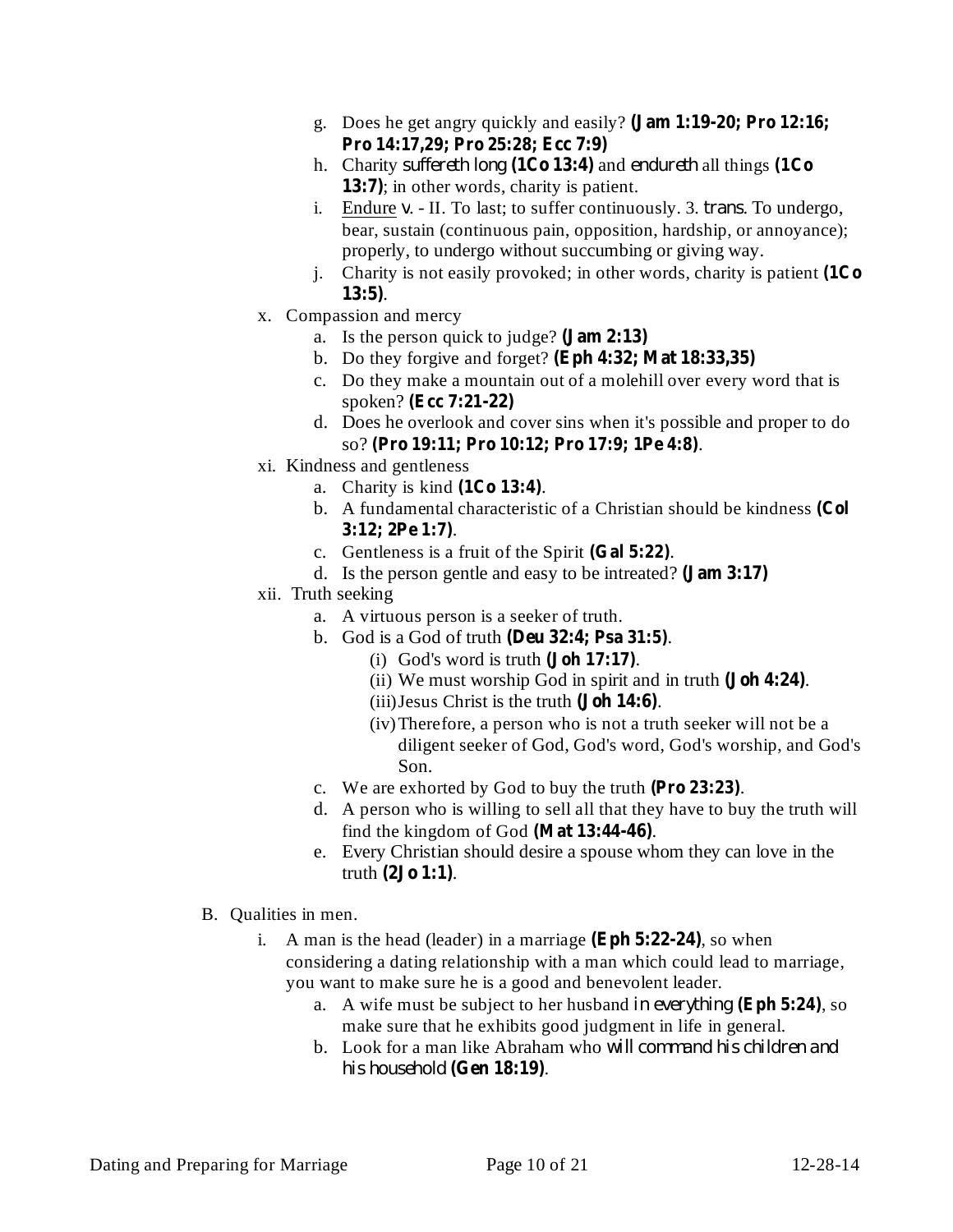g. Does he get angry quickly and easily? **(Jam 1:19-20; Pro 12:16; Pro 14:17,29; Pro 25:28; Ecc 7:9)**
h. Charity *suffereth long* **(1Co 13:4)** and *endureth* all things **(1Co 13:7)**; in other words, charity is patient.
i. Endure *v.* - II. To last; to suffer continuously. 3. *trans.* To undergo, bear, sustain (continuous pain, opposition, hardship, or annoyance); properly, to undergo without succumbing or giving way.
j. Charity is not easily provoked; in other words, charity is patient **(1Co 13:5)**.

x. Compassion and mercy
   a. Is the person quick to judge? **(Jam 2:13)**
   b. Do they forgive and forget? **(Eph 4:32; Mat 18:33,35)**
   c. Do they make a mountain out of a molehill over every word that is spoken? **(Ecc 7:21-22)**
   d. Does he overlook and cover sins when it's possible and proper to do so? **(Pro 19:11; Pro 10:12; Pro 17:9; 1Pe 4:8)**.

xi. Kindness and gentleness
   a. Charity is kind **(1Co 13:4)**.
   b. A fundamental characteristic of a Christian should be kindness **(Col 3:12; 2Pe 1:7)**.
   c. Gentleness is a fruit of the Spirit **(Gal 5:22)**.
   d. Is the person gentle and easy to be intreated? **(Jam 3:17)**

xii. Truth seeking
   a. A virtuous person is a seeker of truth.
   b. God is a God of truth **(Deu 32:4; Psa 31:5)**.
      (i) God's word is truth **(Joh 17:17)**.
      (ii) We must worship God in spirit and in truth **(Joh 4:24)**.
      (iii) Jesus Christ is the truth **(Joh 14:6)**.
      (iv) Therefore, a person who is not a truth seeker will not be a diligent seeker of God, God's word, God's worship, and God's Son.
   c. We are exhorted by God to buy the truth **(Pro 23:23)**.
   d. A person who is willing to sell all that they have to buy the truth will find the kingdom of God **(Mat 13:44-46)**.
   e. Every Christian should desire a spouse whom they can love in the truth **(2Jo 1:1)**.

B. Qualities in men.
   i. A man is the head (leader) in a marriage **(Eph 5:22-24)**, so when considering a dating relationship with a man which could lead to marriage, you want to make sure he is a good and benevolent leader.
      a. A wife must be subject to her husband *in everything* **(Eph 5:24)**, so make sure that he exhibits good judgment in life in general.
      b. Look for a man like Abraham who *will command his children and his household* **(Gen 18:19)**.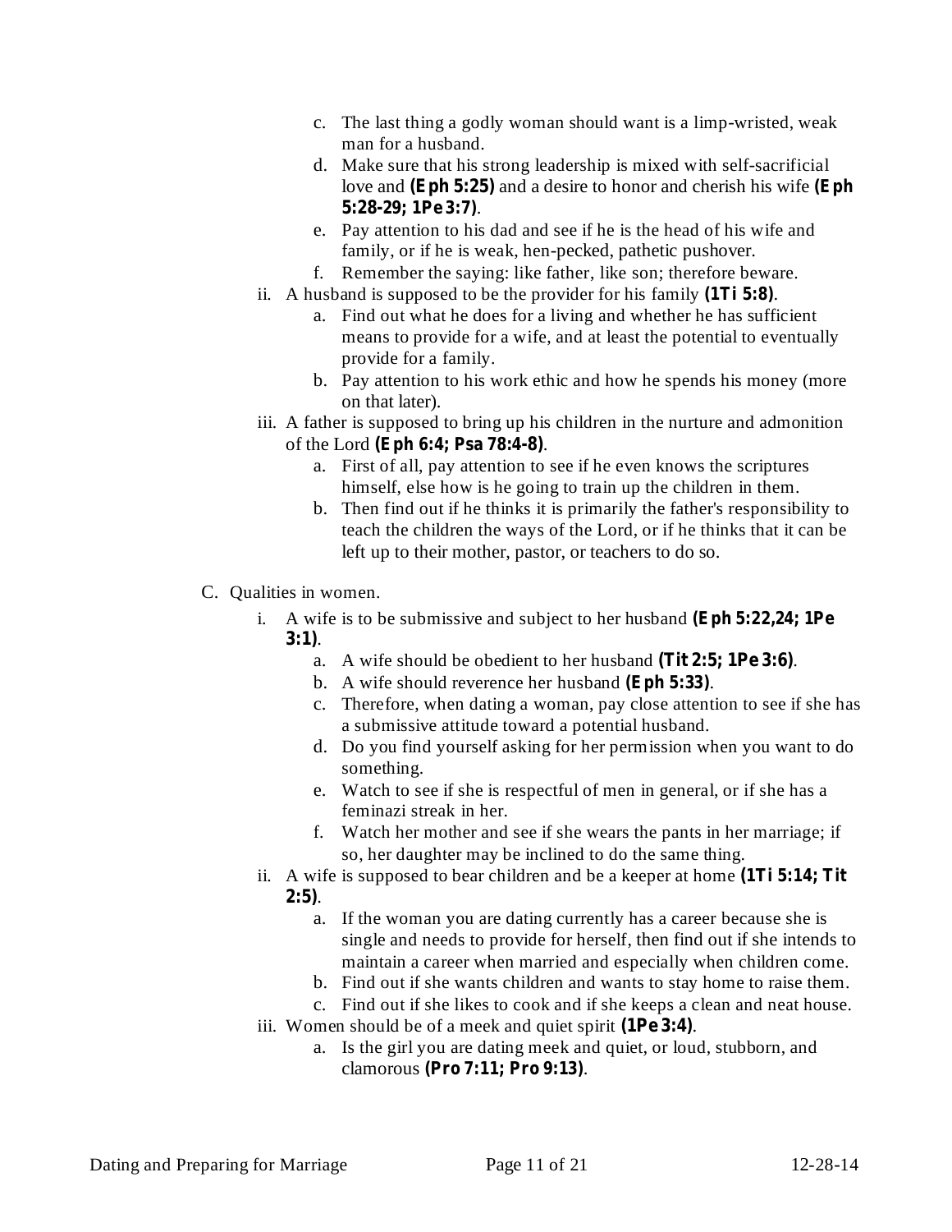c. The last thing a godly woman should want is a limp-wristed, weak man for a husband.
d. Make sure that his strong leadership is mixed with self-sacrificial love and **(Eph 5:25)** and a desire to honor and cherish his wife **(Eph 5:28-29; 1Pe 3:7)**.
e. Pay attention to his dad and see if he is the head of his wife and family, or if he is weak, hen-pecked, pathetic pushover.
f. Remember the saying: like father, like son; therefore beware.

ii. A husband is supposed to be the provider for his family **(1Ti 5:8)**.
   a. Find out what he does for a living and whether he has sufficient means to provide for a wife, and at least the potential to eventually provide for a family.
   b. Pay attention to his work ethic and how he spends his money (more on that later).

iii. A father is supposed to bring up his children in the nurture and admonition of the Lord **(Eph 6:4; Psa 78:4-8)**.
   a. First of all, pay attention to see if he even knows the scriptures himself, else how is he going to train up the children in them.
   b. Then find out if he thinks it is primarily the father's responsibility to teach the children the ways of the Lord, or if he thinks that it can be left up to their mother, pastor, or teachers to do so.

C. Qualities in women.

i. A wife is to be submissive and subject to her husband **(Eph 5:22,24; 1Pe 3:1)**.
   a. A wife should be obedient to her husband **(Tit 2:5; 1Pe 3:6)**.
   b. A wife should reverence her husband **(Eph 5:33)**.
   c. Therefore, when dating a woman, pay close attention to see if she has a submissive attitude toward a potential husband.
   d. Do you find yourself asking for her permission when you want to do something.
   e. Watch to see if she is respectful of men in general, or if she has a feminazi streak in her.
   f. Watch her mother and see if she wears the pants in her marriage; if so, her daughter may be inclined to do the same thing.

ii. A wife is supposed to bear children and be a keeper at home **(1Ti 5:14; Tit 2:5)**.
   a. If the woman you are dating currently has a career because she is single and needs to provide for herself, then find out if she intends to maintain a career when married and especially when children come.
   b. Find out if she wants children and wants to stay home to raise them.
   c. Find out if she likes to cook and if she keeps a clean and neat house.

iii. Women should be of a meek and quiet spirit **(1Pe 3:4)**.
   a. Is the girl you are dating meek and quiet, or loud, stubborn, and clamorous **(Pro 7:11; Pro 9:13)**.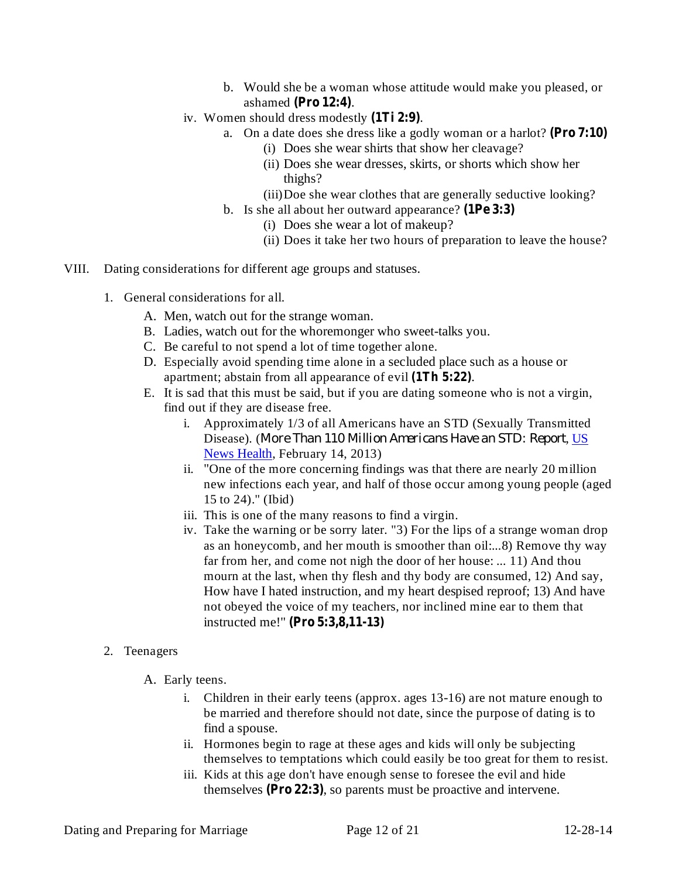b. Would she be a woman whose attitude would make you pleased, or ashamed **(Pro 12:4)**.

iv. Women should dress modestly **(1Ti 2:9)**.

a. On a date does she dress like a godly woman or a harlot? **(Pro 7:10)**
   (i) Does she wear shirts that show her cleavage?
   (ii) Does she wear dresses, skirts, or shorts which show her thighs?
   (iii) Doe she wear clothes that are generally seductive looking?

b. Is she all about her outward appearance? **(1Pe 3:3)**
   (i) Does she wear a lot of makeup?
   (ii) Does it take her two hours of preparation to leave the house?

VIII. Dating considerations for different age groups and statuses.

1. General considerations for all.
   A. Men, watch out for the strange woman.
   B. Ladies, watch out for the whoremonger who sweet-talks you.
   C. Be careful to not spend a lot of time together alone.
   D. Especially avoid spending time alone in a secluded place such as a house or apartment; abstain from all appearance of evil **(1Th 5:22)**.
   E. It is sad that this must be said, but if you are dating someone who is not a virgin, find out if they are disease free.
      i. Approximately 1/3 of all Americans have an STD (Sexually Transmitted Disease). (*More Than 110 Million Americans Have an STD: Report*, US News Health, February 14, 2013)
      ii. "One of the more concerning findings was that there are nearly 20 million new infections each year, and half of those occur among young people (aged 15 to 24)." (Ibid)
      iii. This is one of the many reasons to find a virgin.
      iv. Take the warning or be sorry later. "3) For the lips of a strange woman drop as an honeycomb, and her mouth is smoother than oil:...8) Remove thy way far from her, and come not nigh the door of her house: ... 11) And thou mourn at the last, when thy flesh and thy body are consumed, 12) And say, How have I hated instruction, and my heart despised reproof; 13) And have not obeyed the voice of my teachers, nor inclined mine ear to them that instructed me!" **(Pro 5:3,8,11-13)**

2. Teenagers
   A. Early teens.
      i. Children in their early teens (approx. ages 13-16) are not mature enough to be married and therefore should not date, since the purpose of dating is to find a spouse.
      ii. Hormones begin to rage at these ages and kids will only be subjecting themselves to temptations which could easily be too great for them to resist.
      iii. Kids at this age don't have enough sense to foresee the evil and hide themselves **(Pro 22:3)**, so parents must be proactive and intervene.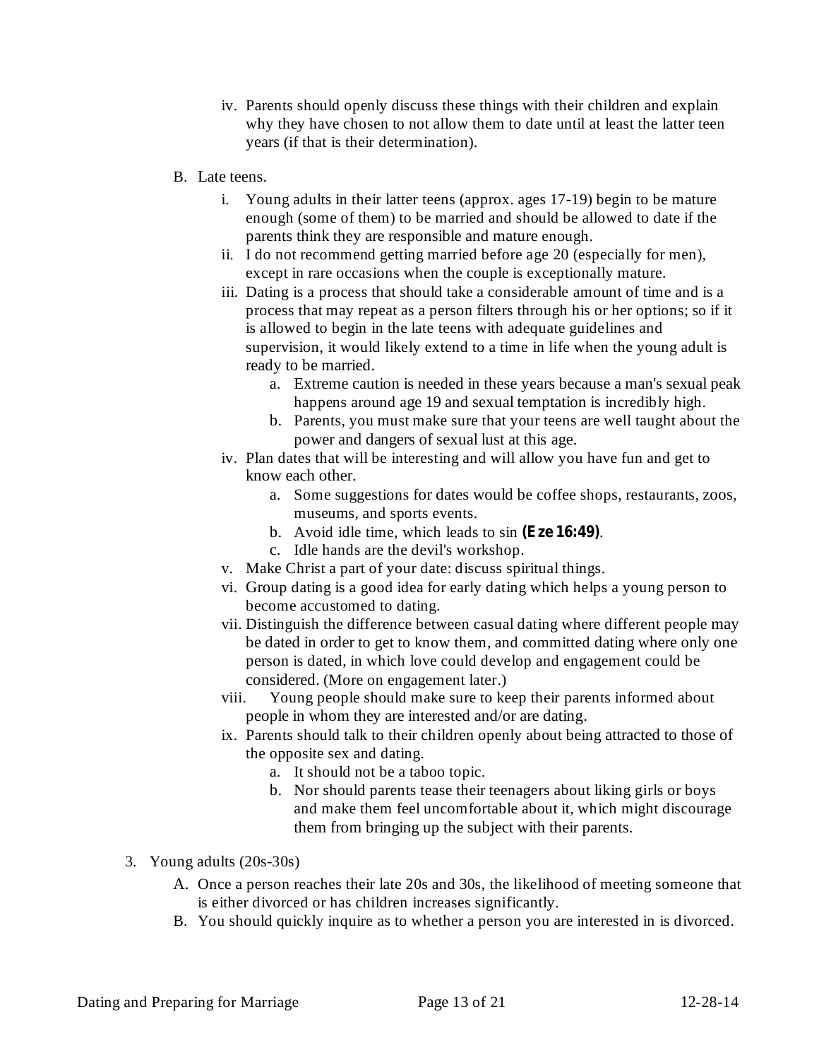iv. Parents should openly discuss these things with their children and explain why they have chosen to not allow them to date until at least the latter teen years (if that is their determination).

B. Late teens.

i. Young adults in their latter teens (approx. ages 17-19) begin to be mature enough (some of them) to be married and should be allowed to date if the parents think they are responsible and mature enough.

ii. I do not recommend getting married before age 20 (especially for men), except in rare occasions when the couple is exceptionally mature.

iii. Dating is a process that should take a considerable amount of time and is a process that may repeat as a person filters through his or her options; so if it is allowed to begin in the late teens with adequate guidelines and supervision, it would likely extend to a time in life when the young adult is ready to be married.

   a. Extreme caution is needed in these years because a man's sexual peak happens around age 19 and sexual temptation is incredibly high.

   b. Parents, you must make sure that your teens are well taught about the power and dangers of sexual lust at this age.

iv. Plan dates that will be interesting and will allow you have fun and get to know each other.

   a. Some suggestions for dates would be coffee shops, restaurants, zoos, museums, and sports events.

   b. Avoid idle time, which leads to sin **(Eze 16:49)**.

   c. Idle hands are the devil's workshop.

v. Make Christ a part of your date: discuss spiritual things.

vi. Group dating is a good idea for early dating which helps a young person to become accustomed to dating.

vii. Distinguish the difference between casual dating where different people may be dated in order to get to know them, and committed dating where only one person is dated, in which love could develop and engagement could be considered. (More on engagement later.)

viii. Young people should make sure to keep their parents informed about people in whom they are interested and/or are dating.

ix. Parents should talk to their children openly about being attracted to those of the opposite sex and dating.

   a. It should not be a taboo topic.

   b. Nor should parents tease their teenagers about liking girls or boys and make them feel uncomfortable about it, which might discourage them from bringing up the subject with their parents.

3. Young adults (20s-30s)

A. Once a person reaches their late 20s and 30s, the likelihood of meeting someone that is either divorced or has children increases significantly.

B. You should quickly inquire as to whether a person you are interested in is divorced.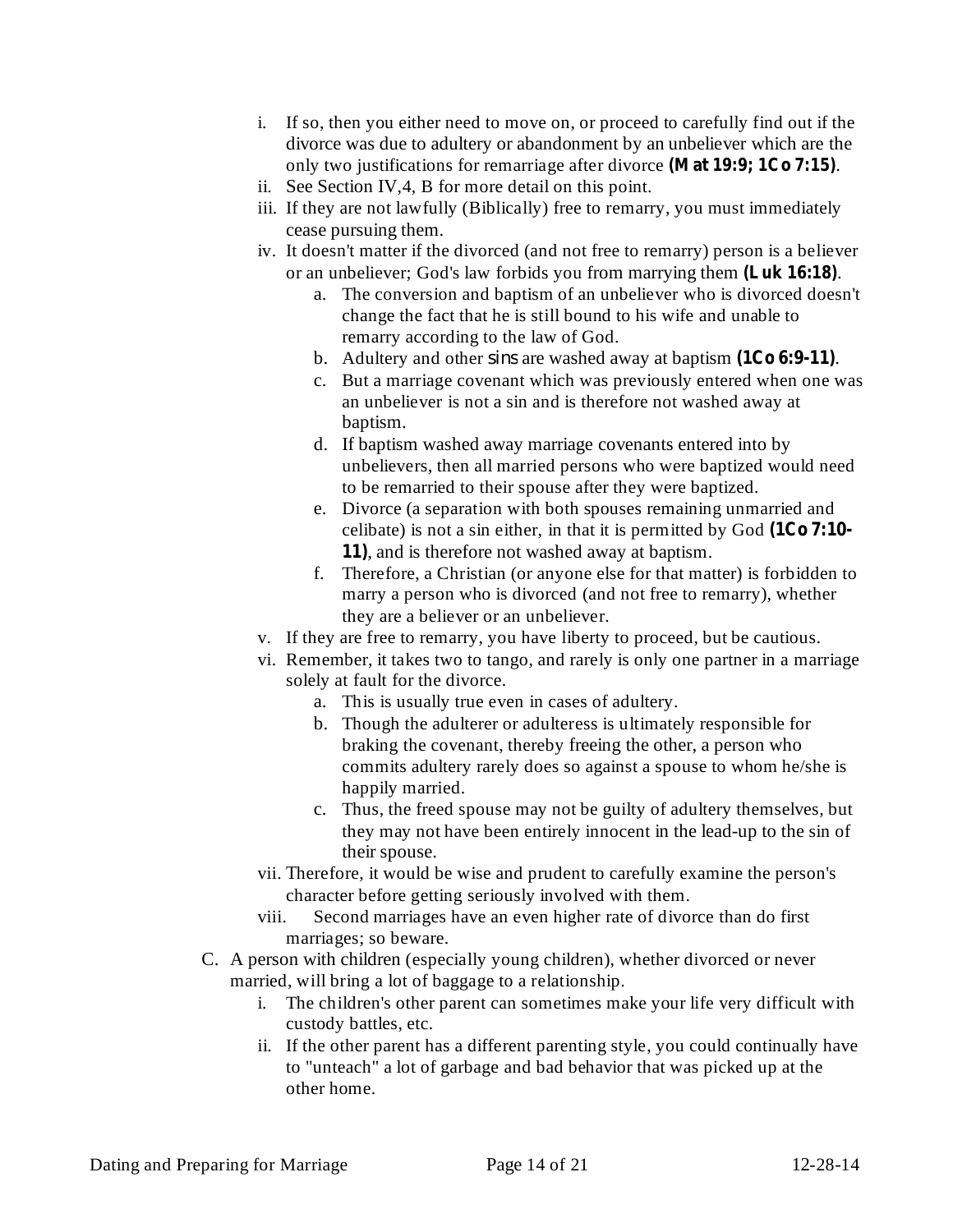i. If so, then you either need to move on, or proceed to carefully find out if the divorce was due to adultery or abandonment by an unbeliever which are the only two justifications for remarriage after divorce **(Mat 19:9; 1Co 7:15)**.
ii. See Section IV,4, B for more detail on this point.
iii. If they are not lawfully (Biblically) free to remarry, you must immediately cease pursuing them.
iv. It doesn't matter if the divorced (and not free to remarry) person is a believer or an unbeliever; God's law forbids you from marrying them **(Luk 16:18)**.
    a. The conversion and baptism of an unbeliever who is divorced doesn't change the fact that he is still bound to his wife and unable to remarry according to the law of God.
    b. Adultery and other sins are washed away at baptism **(1Co 6:9-11)**.
    c. But a marriage covenant which was previously entered when one was an unbeliever is not a sin and is therefore not washed away at baptism.
    d. If baptism washed away marriage covenants entered into by unbelievers, then all married persons who were baptized would need to be remarried to their spouse after they were baptized.
    e. Divorce (a separation with both spouses remaining unmarried and celibate) is not a sin either, in that it is permitted by God **(1Co 7:10-11)**, and is therefore not washed away at baptism.
    f. Therefore, a Christian (or anyone else for that matter) is forbidden to marry a person who is divorced (and not free to remarry), whether they are a believer or an unbeliever.
v. If they are free to remarry, you have liberty to proceed, but be cautious.
vi. Remember, it takes two to tango, and rarely is only one partner in a marriage solely at fault for the divorce.
    a. This is usually true even in cases of adultery.
    b. Though the adulterer or adulteress is ultimately responsible for braking the covenant, thereby freeing the other, a person who commits adultery rarely does so against a spouse to whom he/she is happily married.
    c. Thus, the freed spouse may not be guilty of adultery themselves, but they may not have been entirely innocent in the lead-up to the sin of their spouse.
vii. Therefore, it would be wise and prudent to carefully examine the person's character before getting seriously involved with them.
viii. Second marriages have an even higher rate of divorce than do first marriages; so beware.

C. A person with children (especially young children), whether divorced or never married, will bring a lot of baggage to a relationship.
    i. The children's other parent can sometimes make your life very difficult with custody battles, etc.
    ii. If the other parent has a different parenting style, you could continually have to "unteach" a lot of garbage and bad behavior that was picked up at the other home.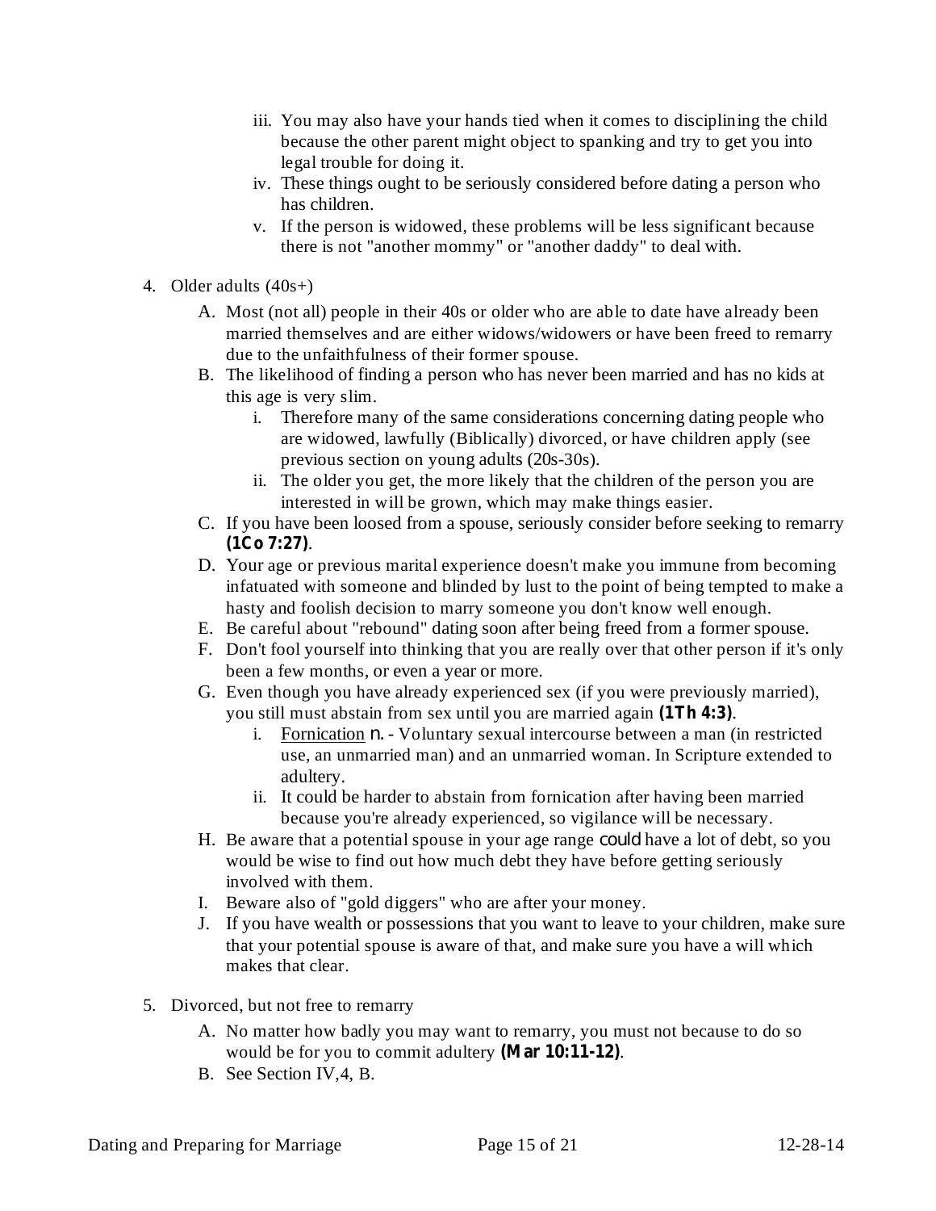iii. You may also have your hands tied when it comes to disciplining the child because the other parent might object to spanking and try to get you into legal trouble for doing it.
   iv. These things ought to be seriously considered before dating a person who has children.
   v. If the person is widowed, these problems will be less significant because there is not "another mommy" or "another daddy" to deal with.

4. Older adults (40s+)
   A. Most (not all) people in their 40s or older who are able to date have already been married themselves and are either widows/widowers or have been freed to remarry due to the unfaithfulness of their former spouse.
   B. The likelihood of finding a person who has never been married and has no kids at this age is very slim.
      i. Therefore many of the same considerations concerning dating people who are widowed, lawfully (Biblically) divorced, or have children apply (see previous section on young adults (20s-30s).
      ii. The older you get, the more likely that the children of the person you are interested in will be grown, which may make things easier.
   C. If you have been loosed from a spouse, seriously consider before seeking to remarry **(1Co 7:27)**.
   D. Your age or previous marital experience doesn't make you immune from becoming infatuated with someone and blinded by lust to the point of being tempted to make a hasty and foolish decision to marry someone you don't know well enough.
   E. Be careful about "rebound" dating soon after being freed from a former spouse.
   F. Don't fool yourself into thinking that you are really over that other person if it's only been a few months, or even a year or more.
   G. Even though you have already experienced sex (if you were previously married), you still must abstain from sex until you are married again **(1Th 4:3)**.
      i. Fornication n. - Voluntary sexual intercourse between a man (in restricted use, an unmarried man) and an unmarried woman. In Scripture extended to adultery.
      ii. It could be harder to abstain from fornication after having been married because you're already experienced, so vigilance will be necessary.
   H. Be aware that a potential spouse in your age range could have a lot of debt, so you would be wise to find out how much debt they have before getting seriously involved with them.
   I. Beware also of "gold diggers" who are after your money.
   J. If you have wealth or possessions that you want to leave to your children, make sure that your potential spouse is aware of that, and make sure you have a will which makes that clear.

5. Divorced, but not free to remarry
   A. No matter how badly you may want to remarry, you must not because to do so would be for you to commit adultery **(Mar 10:11-12)**.
   B. See Section IV,4, B.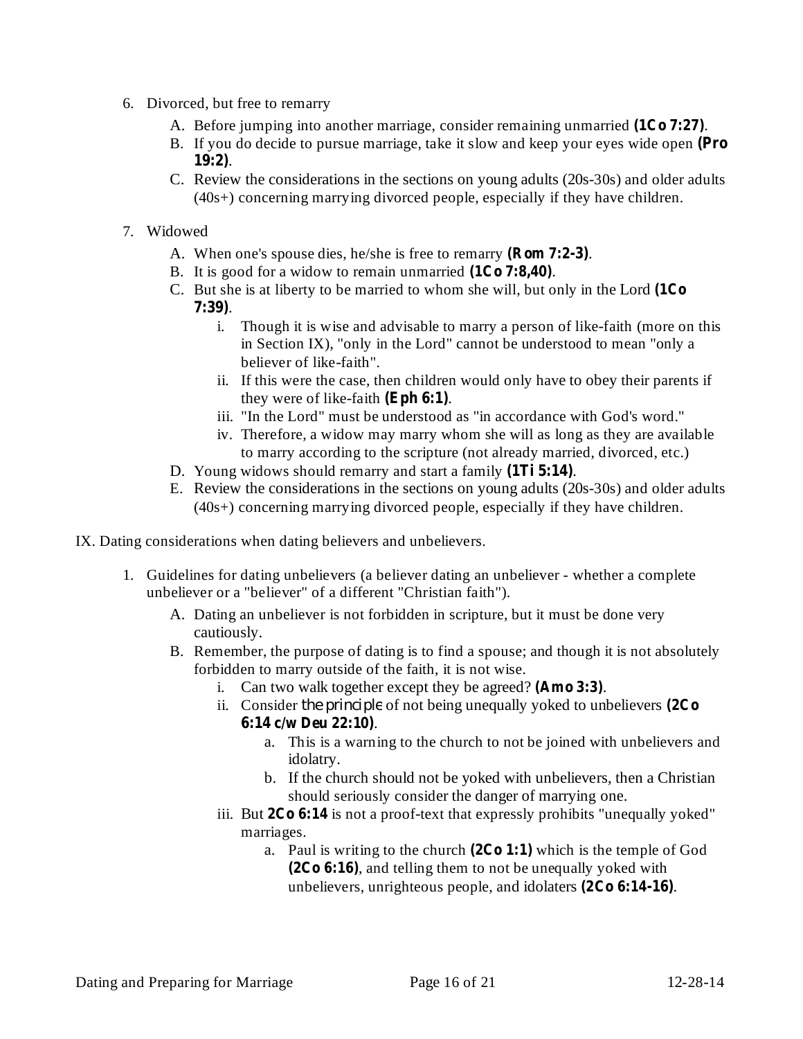6. Divorced, but free to remarry
    A. Before jumping into another marriage, consider remaining unmarried **(1Co 7:27)**.
    B. If you do decide to pursue marriage, take it slow and keep your eyes wide open **(Pro 19:2)**.
    C. Review the considerations in the sections on young adults (20s-30s) and older adults (40s+) concerning marrying divorced people, especially if they have children.

7. Widowed
    A. When one's spouse dies, he/she is free to remarry **(Rom 7:2-3)**.
    B. It is good for a widow to remain unmarried **(1Co 7:8,40)**.
    C. But she is at liberty to be married to whom she will, but only in the Lord **(1Co 7:39)**.
        i. Though it is wise and advisable to marry a person of like-faith (more on this in Section IX), "only in the Lord" cannot be understood to mean "only a believer of like-faith".
        ii. If this were the case, then children would only have to obey their parents if they were of like-faith **(Eph 6:1)**.
        iii. "In the Lord" must be understood as "in accordance with God's word."
        iv. Therefore, a widow may marry whom she will as long as they are available to marry according to the scripture (not already married, divorced, etc.)
    D. Young widows should remarry and start a family **(1Ti 5:14)**.
    E. Review the considerations in the sections on young adults (20s-30s) and older adults (40s+) concerning marrying divorced people, especially if they have children.

IX. Dating considerations when dating believers and unbelievers.

1. Guidelines for dating unbelievers (a believer dating an unbeliever - whether a complete unbeliever or a "believer" of a different "Christian faith").
    A. Dating an unbeliever is not forbidden in scripture, but it must be done very cautiously.
    B. Remember, the purpose of dating is to find a spouse; and though it is not absolutely forbidden to marry outside of the faith, it is not wise.
        i. Can two walk together except they be agreed? **(Amo 3:3)**.
        ii. Consider *the principle* of not being unequally yoked to unbelievers **(2Co 6:14 c/w Deu 22:10)**.
            a. This is a warning to the church to not be joined with unbelievers and idolatry.
            b. If the church should not be yoked with unbelievers, then a Christian should seriously consider the danger of marrying one.
        iii. But **2Co 6:14** is not a proof-text that expressly prohibits "unequally yoked" marriages.
            a. Paul is writing to the church **(2Co 1:1)** which is the temple of God **(2Co 6:16)**, and telling them to not be unequally yoked with unbelievers, unrighteous people, and idolaters **(2Co 6:14-16)**.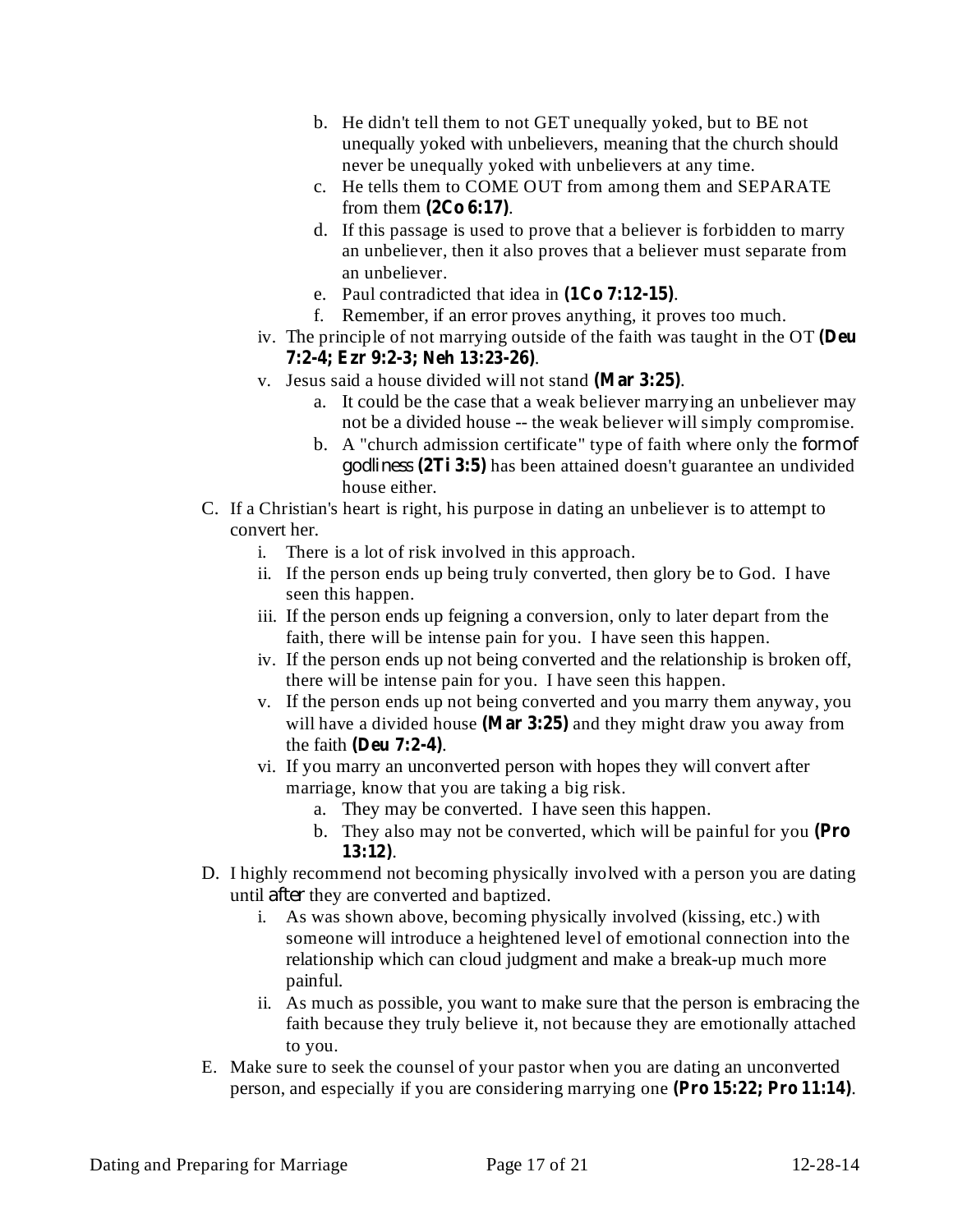b. He didn't tell them to not GET unequally yoked, but to BE not unequally yoked with unbelievers, meaning that the church should never be unequally yoked with unbelievers at any time.
c. He tells them to COME OUT from among them and SEPARATE from them **(2Co 6:17)**.
d. If this passage is used to prove that a believer is forbidden to marry an unbeliever, then it also proves that a believer must separate from an unbeliever.
e. Paul contradicted that idea in **(1Co 7:12-15)**.
f. Remember, if an error proves anything, it proves too much.

iv. The principle of not marrying outside of the faith was taught in the OT **(Deu 7:2-4; Ezr 9:2-3; Neh 13:23-26)**.

v. Jesus said a house divided will not stand **(Mar 3:25)**.
   a. It could be the case that a weak believer marrying an unbeliever may not be a divided house -- the weak believer will simply compromise.
   b. A "church admission certificate" type of faith where only the *form of godliness* **(2Ti 3:5)** has been attained doesn't guarantee an undivided house either.

C. If a Christian's heart is right, his purpose in dating an unbeliever is to attempt to convert her.
   i. There is a lot of risk involved in this approach.
   ii. If the person ends up being truly converted, then glory be to God. I have seen this happen.
   iii. If the person ends up feigning a conversion, only to later depart from the faith, there will be intense pain for you. I have seen this happen.
   iv. If the person ends up not being converted and the relationship is broken off, there will be intense pain for you. I have seen this happen.
   v. If the person ends up not being converted and you marry them anyway, you will have a divided house **(Mar 3:25)** and they might draw you away from the faith **(Deu 7:2-4)**.
   vi. If you marry an unconverted person with hopes they will convert after marriage, know that you are taking a big risk.
      a. They may be converted. I have seen this happen.
      b. They also may not be converted, which will be painful for you **(Pro 13:12)**.

D. I highly recommend not becoming physically involved with a person you are dating until *after* they are converted and baptized.
   i. As was shown above, becoming physically involved (kissing, etc.) with someone will introduce a heightened level of emotional connection into the relationship which can cloud judgment and make a break-up much more painful.
   ii. As much as possible, you want to make sure that the person is embracing the faith because they truly believe it, not because they are emotionally attached to you.

E. Make sure to seek the counsel of your pastor when you are dating an unconverted person, and especially if you are considering marrying one **(Pro 15:22; Pro 11:14)**.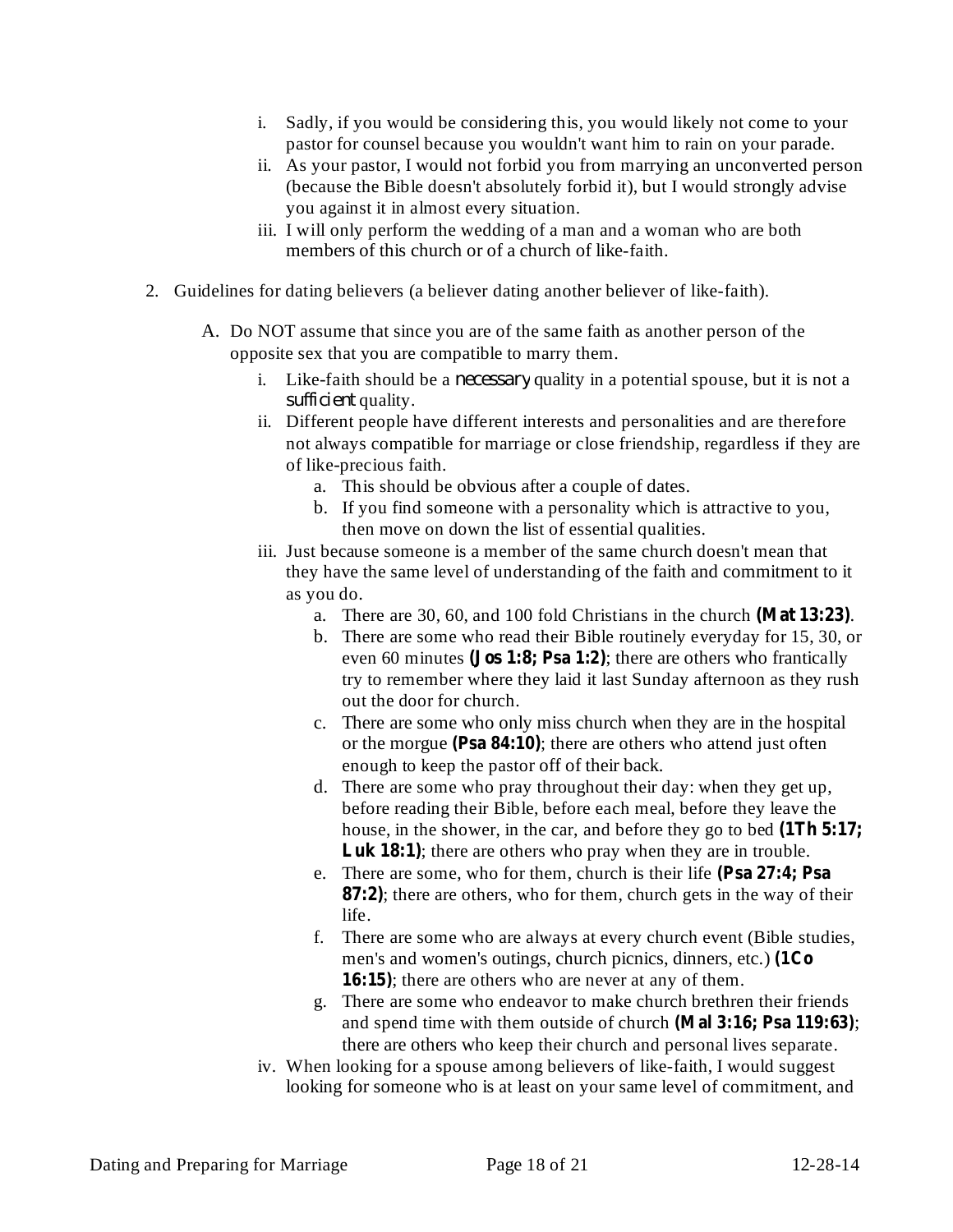i. Sadly, if you would be considering this, you would likely not come to your pastor for counsel because you wouldn't want him to rain on your parade.
ii. As your pastor, I would not forbid you from marrying an unconverted person (because the Bible doesn't absolutely forbid it), but I would strongly advise you against it in almost every situation.
iii. I will only perform the wedding of a man and a woman who are both members of this church or of a church of like-faith.

2. Guidelines for dating believers (a believer dating another believer of like-faith).

A. Do NOT assume that since you are of the same faith as another person of the opposite sex that you are compatible to marry them.

i. Like-faith should be a *necessary* quality in a potential spouse, but it is not a *sufficient* quality.
ii. Different people have different interests and personalities and are therefore not always compatible for marriage or close friendship, regardless if they are of like-precious faith.
   a. This should be obvious after a couple of dates.
   b. If you find someone with a personality which is attractive to you, then move on down the list of essential qualities.
iii. Just because someone is a member of the same church doesn't mean that they have the same level of understanding of the faith and commitment to it as you do.
   a. There are 30, 60, and 100 fold Christians in the church **(Mat 13:23)**.
   b. There are some who read their Bible routinely everyday for 15, 30, or even 60 minutes **(Jos 1:8; Psa 1:2)**; there are others who frantically try to remember where they laid it last Sunday afternoon as they rush out the door for church.
   c. There are some who only miss church when they are in the hospital or the morgue **(Psa 84:10)**; there are others who attend just often enough to keep the pastor off of their back.
   d. There are some who pray throughout their day: when they get up, before reading their Bible, before each meal, before they leave the house, in the shower, in the car, and before they go to bed **(1Th 5:17; Luk 18:1)**; there are others who pray when they are in trouble.
   e. There are some, who for them, church is their life **(Psa 27:4; Psa 87:2)**; there are others, who for them, church gets in the way of their life.
   f. There are some who are always at every church event (Bible studies, men's and women's outings, church picnics, dinners, etc.) **(1Co 16:15)**; there are others who are never at any of them.
   g. There are some who endeavor to make church brethren their friends and spend time with them outside of church **(Mal 3:16; Psa 119:63)**; there are others who keep their church and personal lives separate.
iv. When looking for a spouse among believers of like-faith, I would suggest looking for someone who is at least on your same level of commitment, and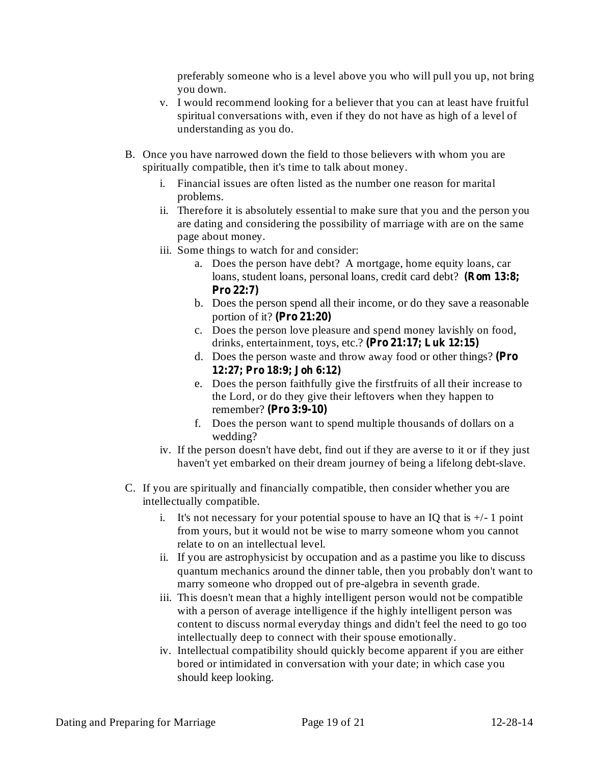preferably someone who is a level above you who will pull you up, not bring you down.

v. I would recommend looking for a believer that you can at least have fruitful spiritual conversations with, even if they do not have as high of a level of understanding as you do.

B. Once you have narrowed down the field to those believers with whom you are spiritually compatible, then it's time to talk about money.

   i. Financial issues are often listed as the number one reason for marital problems.
   ii. Therefore it is absolutely essential to make sure that you and the person you are dating and considering the possibility of marriage with are on the same page about money.
   iii. Some things to watch for and consider:
      a. Does the person have debt? A mortgage, home equity loans, car loans, student loans, personal loans, credit card debt? **(Rom 13:8; Pro 22:7)**
      b. Does the person spend all their income, or do they save a reasonable portion of it? **(Pro 21:20)**
      c. Does the person love pleasure and spend money lavishly on food, drinks, entertainment, toys, etc.? **(Pro 21:17; Luk 12:15)**
      d. Does the person waste and throw away food or other things? **(Pro 12:27; Pro 18:9; Joh 6:12)**
      e. Does the person faithfully give the firstfruits of all their increase to the Lord, or do they give their leftovers when they happen to remember? **(Pro 3:9-10)**
      f. Does the person want to spend multiple thousands of dollars on a wedding?
   iv. If the person doesn't have debt, find out if they are averse to it or if they just haven't yet embarked on their dream journey of being a lifelong debt-slave.

C. If you are spiritually and financially compatible, then consider whether you are intellectually compatible.

   i. It's not necessary for your potential spouse to have an IQ that is +/- 1 point from yours, but it would not be wise to marry someone whom you cannot relate to on an intellectual level.
   ii. If you are astrophysicist by occupation and as a pastime you like to discuss quantum mechanics around the dinner table, then you probably don't want to marry someone who dropped out of pre-algebra in seventh grade.
   iii. This doesn't mean that a highly intelligent person would not be compatible with a person of average intelligence if the highly intelligent person was content to discuss normal everyday things and didn't feel the need to go too intellectually deep to connect with their spouse emotionally.
   iv. Intellectual compatibility should quickly become apparent if you are either bored or intimidated in conversation with your date; in which case you should keep looking.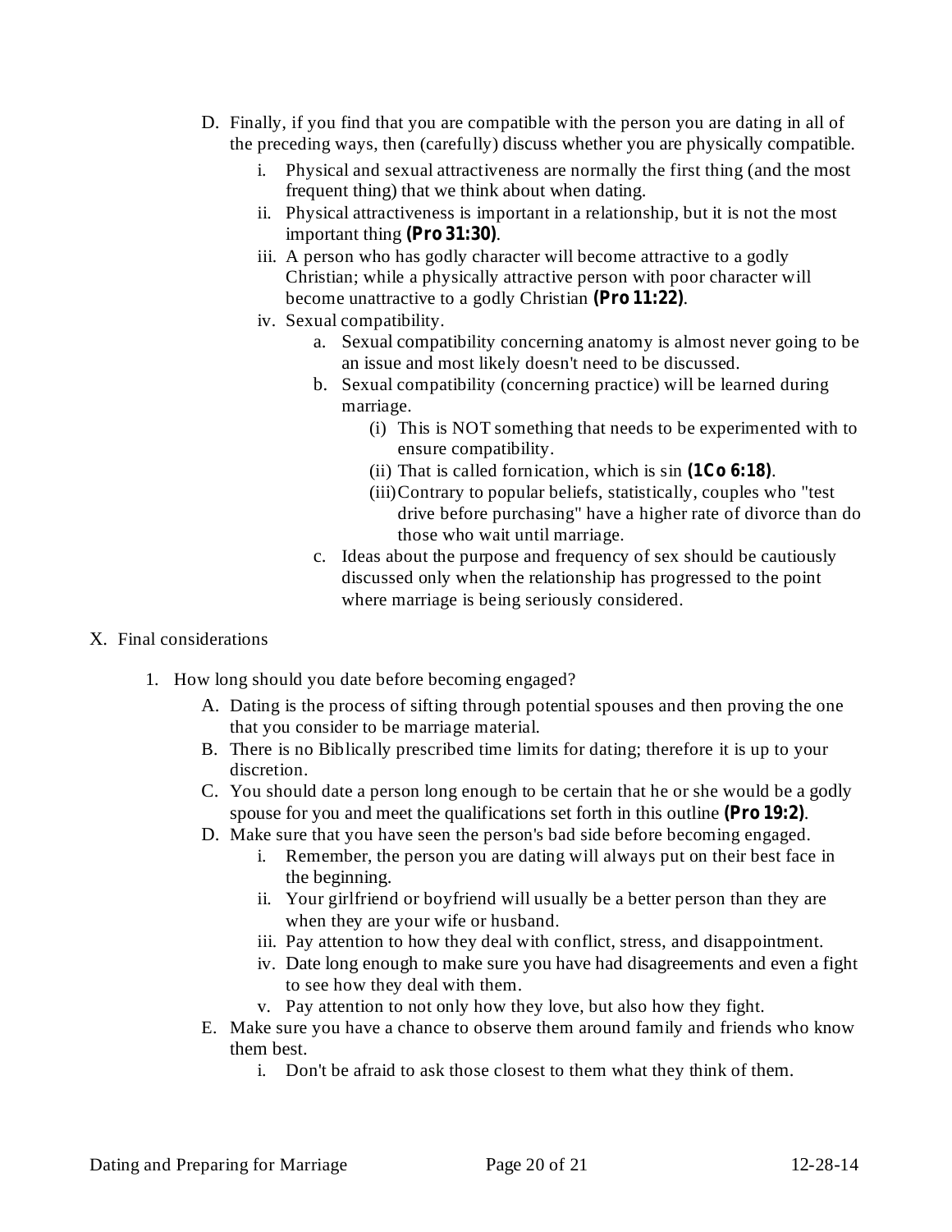D. Finally, if you find that you are compatible with the person you are dating in all of the preceding ways, then (carefully) discuss whether you are physically compatible.

   i. Physical and sexual attractiveness are normally the first thing (and the most frequent thing) that we think about when dating.

   ii. Physical attractiveness is important in a relationship, but it is not the most important thing **(Pro 31:30)**.

   iii. A person who has godly character will become attractive to a godly Christian; while a physically attractive person with poor character will become unattractive to a godly Christian **(Pro 11:22)**.

   iv. Sexual compatibility.

      a. Sexual compatibility concerning anatomy is almost never going to be an issue and most likely doesn't need to be discussed.

      b. Sexual compatibility (concerning practice) will be learned during marriage.

         (i) This is NOT something that needs to be experimented with to ensure compatibility.

         (ii) That is called fornication, which is sin **(1Co 6:18)**.

         (iii) Contrary to popular beliefs, statistically, couples who "test drive before purchasing" have a higher rate of divorce than do those who wait until marriage.

      c. Ideas about the purpose and frequency of sex should be cautiously discussed only when the relationship has progressed to the point where marriage is being seriously considered.

X. Final considerations

1. How long should you date before becoming engaged?

   A. Dating is the process of sifting through potential spouses and then proving the one that you consider to be marriage material.

   B. There is no Biblically prescribed time limits for dating; therefore it is up to your discretion.

   C. You should date a person long enough to be certain that he or she would be a godly spouse for you and meet the qualifications set forth in this outline **(Pro 19:2)**.

   D. Make sure that you have seen the person's bad side before becoming engaged.

      i. Remember, the person you are dating will always put on their best face in the beginning.

      ii. Your girlfriend or boyfriend will usually be a better person than they are when they are your wife or husband.

      iii. Pay attention to how they deal with conflict, stress, and disappointment.

      iv. Date long enough to make sure you have had disagreements and even a fight to see how they deal with them.

      v. Pay attention to not only how they love, but also how they fight.

   E. Make sure you have a chance to observe them around family and friends who know them best.

      i. Don't be afraid to ask those closest to them what they think of them.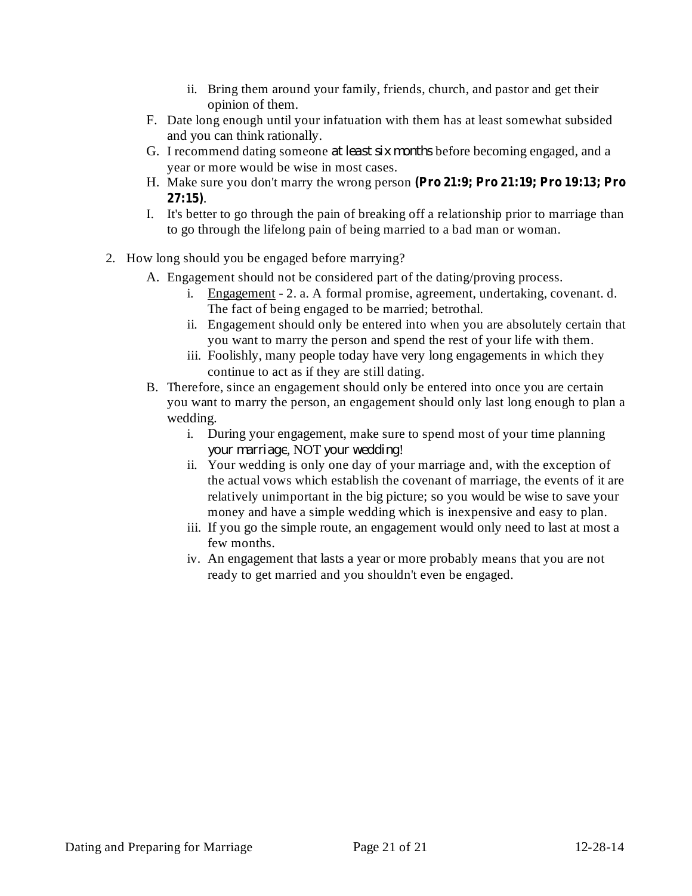ii. Bring them around your family, friends, church, and pastor and get their opinion of them.

F. Date long enough until your infatuation with them has at least somewhat subsided and you can think rationally.

G. I recommend dating someone *at least six months* before becoming engaged, and a year or more would be wise in most cases.

H. Make sure you don't marry the wrong person **(Pro 21:9; Pro 21:19; Pro 19:13; Pro 27:15)**.

I. It's better to go through the pain of breaking off a relationship prior to marriage than to go through the lifelong pain of being married to a bad man or woman.

2. How long should you be engaged before marrying?

   A. Engagement should not be considered part of the dating/proving process.

      i. Engagement - 2. a. A formal promise, agreement, undertaking, covenant. d. The fact of being engaged to be married; betrothal.

      ii. Engagement should only be entered into when you are absolutely certain that you want to marry the person and spend the rest of your life with them.

      iii. Foolishly, many people today have very long engagements in which they continue to act as if they are still dating.

   B. Therefore, since an engagement should only be entered into once you are certain you want to marry the person, an engagement should only last long enough to plan a wedding.

      i. During your engagement, make sure to spend most of your time planning *your marriage*, NOT *your wedding!*

      ii. Your wedding is only one day of your marriage and, with the exception of the actual vows which establish the covenant of marriage, the events of it are relatively unimportant in the big picture; so you would be wise to save your money and have a simple wedding which is inexpensive and easy to plan.

      iii. If you go the simple route, an engagement would only need to last at most a few months.

      iv. An engagement that lasts a year or more probably means that you are not ready to get married and you shouldn't even be engaged.